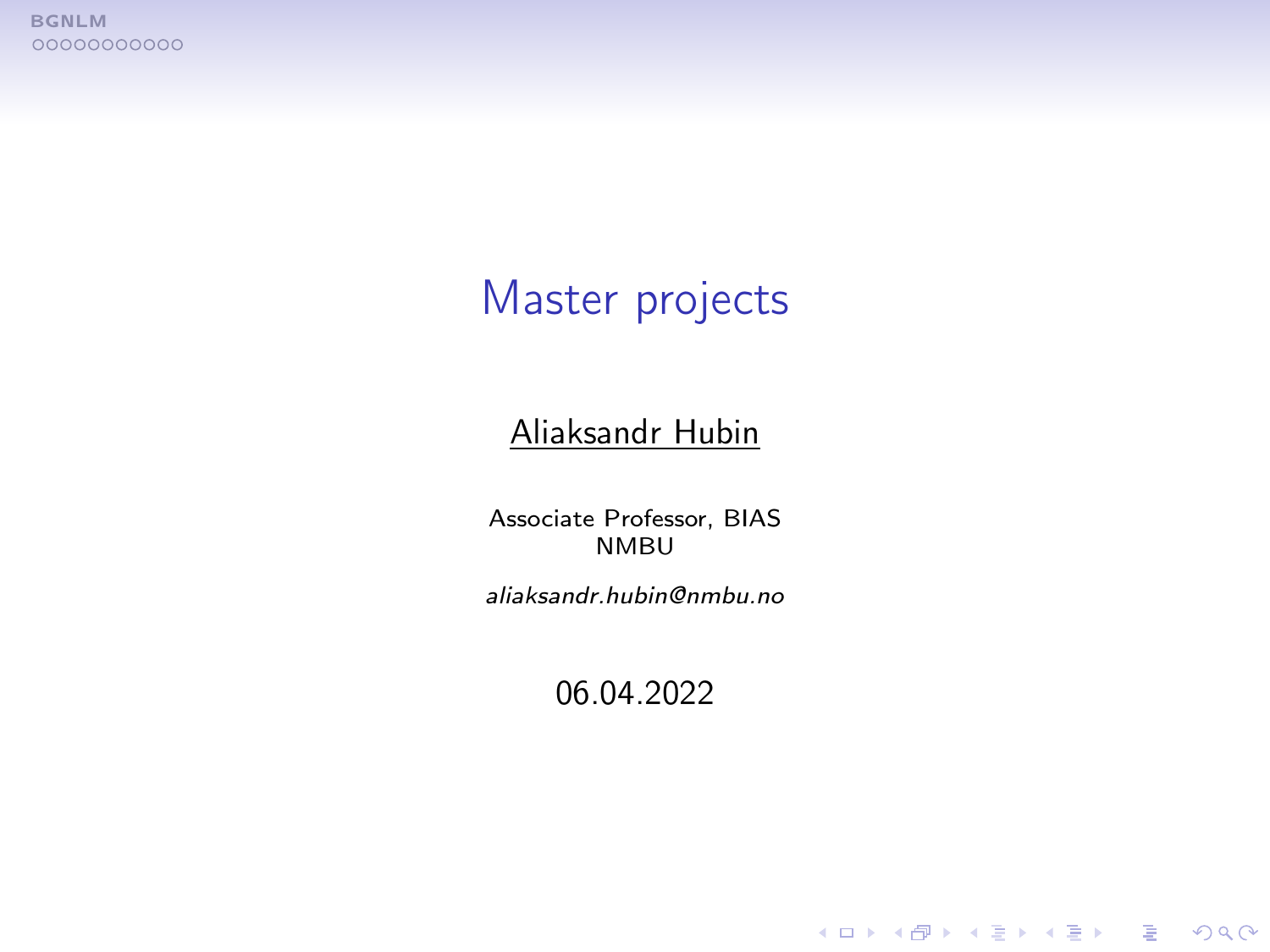# Master projects

Aliaksandr Hubin

Associate Professor, BIAS
NMBU

*aliaksandr.hubin@nmbu.no*

06.04.2022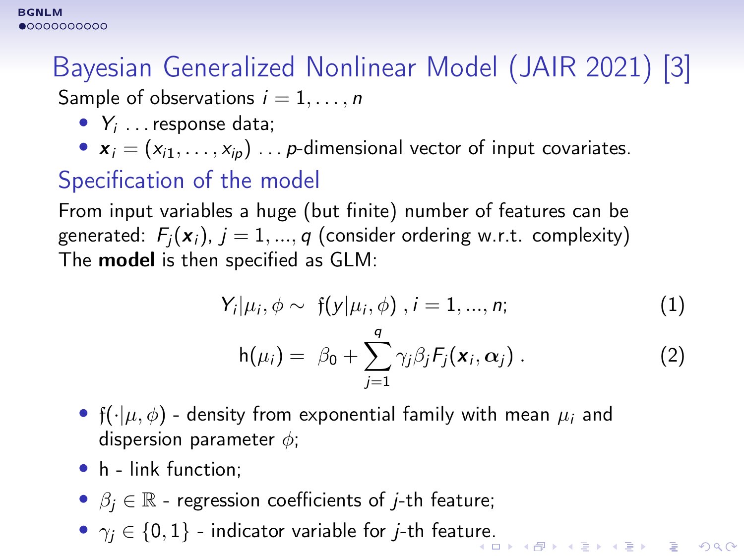# Bayesian Generalized Nonlinear Model (JAIR 2021) [3]

Sample of observations $i = 1, \ldots, n$

- $Y_i$ ... response data;
- $\boldsymbol{x}_i = (x_{i1}, \ldots, x_{ip})$ ... $p$-dimensional vector of input covariates.

## Specification of the model

From input variables a huge (but finite) number of features can be generated: $F_j(\boldsymbol{x}_i)$, $j = 1, ..., q$ (consider ordering w.r.t. complexity)
The **model** is then specified as GLM:

$$Y_i | \mu_i, \phi \sim \mathfrak{f}(y | \mu_i, \phi) \, , i = 1, ..., n; \tag{1}$$

$$\mathrm{h}(\mu_i) = \beta_0 + \sum_{j=1}^{q} \gamma_j \beta_j F_j(\boldsymbol{x}_i, \boldsymbol{\alpha}_j) \, . \tag{2}$$

- $\mathfrak{f}(\cdot | \mu, \phi)$ - density from exponential family with mean $\mu_i$ and dispersion parameter $\phi$;
- h - link function;
- $\beta_j \in \mathbb{R}$ - regression coefficients of $j$-th feature;
- $\gamma_j \in \{0, 1\}$ - indicator variable for $j$-th feature.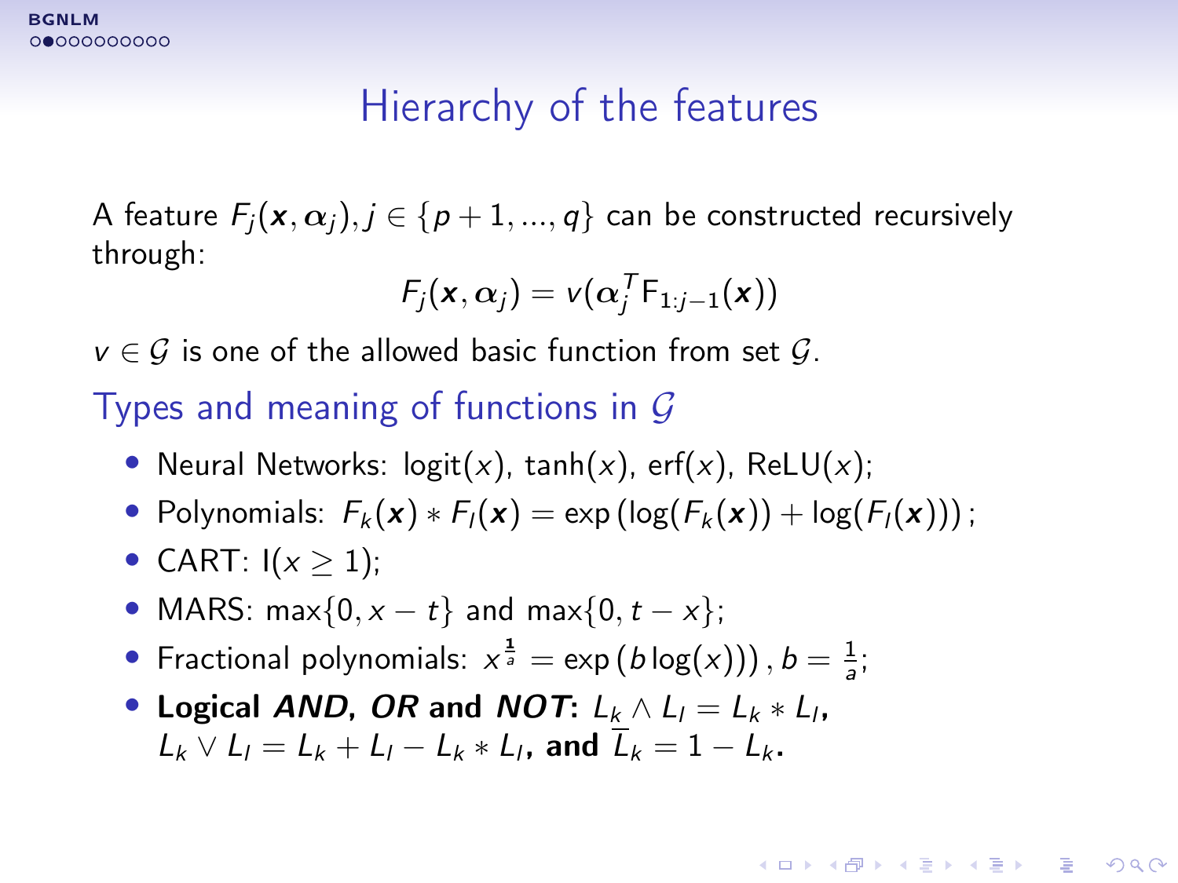# Hierarchy of the features

A feature $F_j(\boldsymbol{x}, \boldsymbol{\alpha}_j), j \in \{p+1, ..., q\}$ can be constructed recursively through:

$$F_j(\boldsymbol{x}, \boldsymbol{\alpha}_j) = v(\boldsymbol{\alpha}_j^T \mathsf{F}_{1:j-1}(\boldsymbol{x}))$$

$v \in \mathcal{G}$ is one of the allowed basic function from set $\mathcal{G}$.

## Types and meaning of functions in $\mathcal{G}$

- Neural Networks: $\text{logit}(x)$, $\tanh(x)$, $\text{erf}(x)$, $\text{ReLU}(x)$;
- Polynomials: $F_k(\boldsymbol{x}) * F_l(\boldsymbol{x}) = \exp\left(\log(F_k(\boldsymbol{x})) + \log(F_l(\boldsymbol{x}))\right);$
- CART: $\mathrm{I}(x \geq 1)$;
- MARS: $\max\{0, x - t\}$ and $\max\{0, t - x\}$;
- Fractional polynomials: $x^{\frac{1}{a}} = \exp\left(b \log(x)\right), b = \frac{1}{a}$;
- **Logical *AND*, *OR* and *NOT*:** $L_k \wedge L_l = L_k * L_l$, $L_k \vee L_l = L_k + L_l - L_k * L_l$, **and** $\overline{L}_k = 1 - L_k$.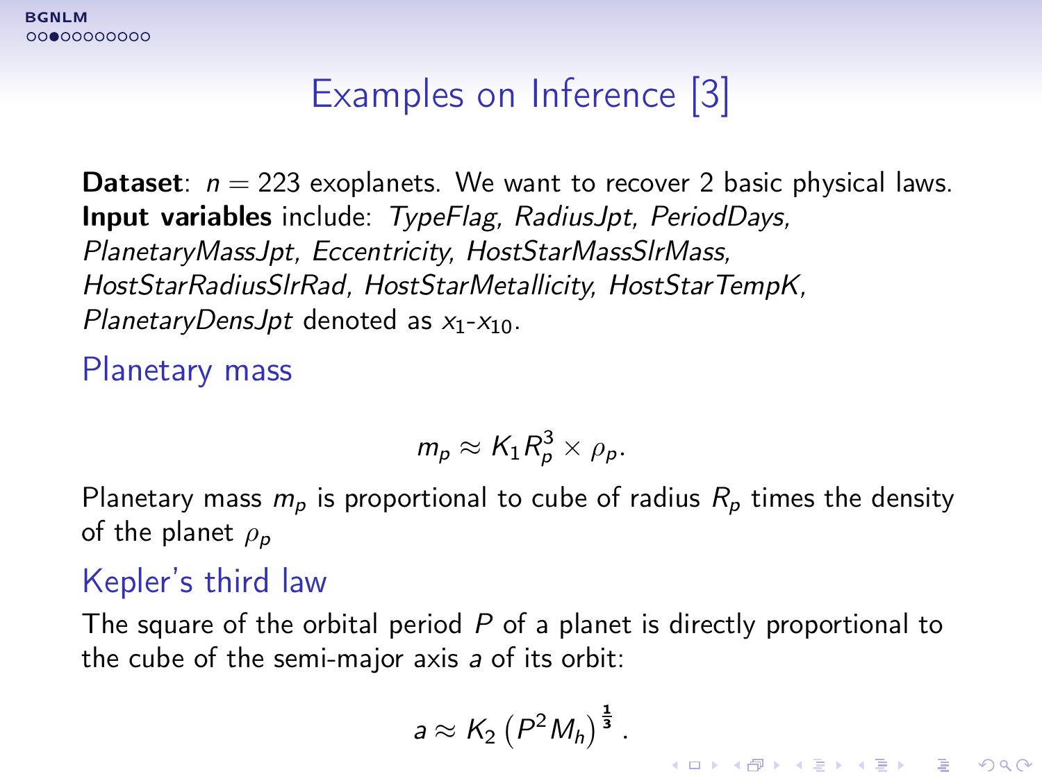# Examples on Inference [3]

**Dataset**: $n = 223$ exoplanets. We want to recover 2 basic physical laws.
**Input variables** include: *TypeFlag, RadiusJpt, PeriodDays, PlanetaryMassJpt, Eccentricity, HostStarMassSlrMass, HostStarRadiusSlrRad, HostStarMetallicity, HostStarTempK, PlanetaryDensJpt* denoted as $x_1$-$x_{10}$.

## Planetary mass

$$m_p \approx K_1 R_p^3 \times \rho_p.$$

Planetary mass $m_p$ is proportional to cube of radius $R_p$ times the density of the planet $\rho_p$

## Kepler's third law

The square of the orbital period $P$ of a planet is directly proportional to the cube of the semi-major axis $a$ of its orbit:

$$a \approx K_2 \left(P^2 M_h\right)^{\frac{1}{3}}.$$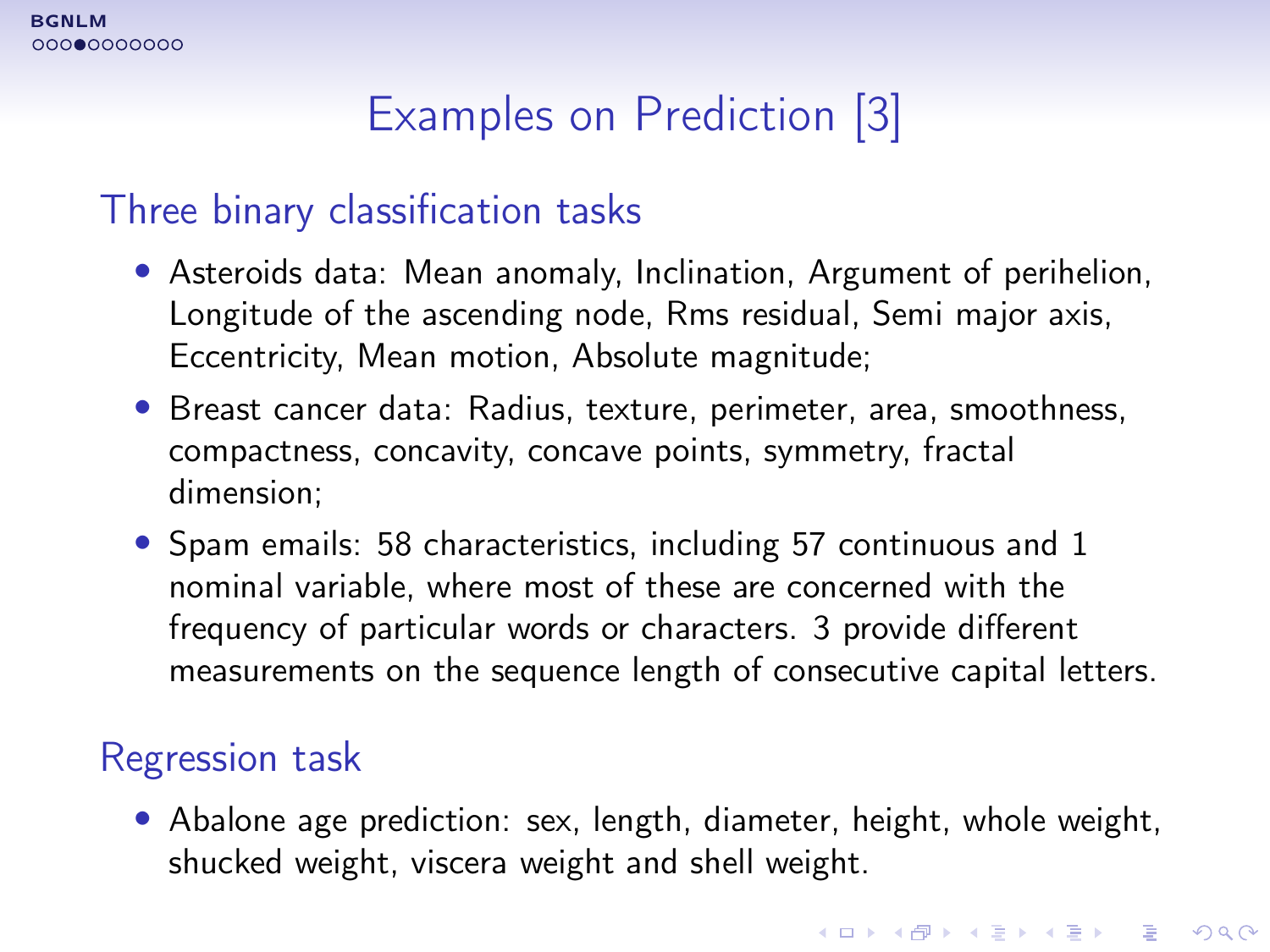# Examples on Prediction [3]

## Three binary classification tasks

- Asteroids data: Mean anomaly, Inclination, Argument of perihelion, Longitude of the ascending node, Rms residual, Semi major axis, Eccentricity, Mean motion, Absolute magnitude;
- Breast cancer data: Radius, texture, perimeter, area, smoothness, compactness, concavity, concave points, symmetry, fractal dimension;
- Spam emails: 58 characteristics, including 57 continuous and 1 nominal variable, where most of these are concerned with the frequency of particular words or characters. 3 provide different measurements on the sequence length of consecutive capital letters.

## Regression task

- Abalone age prediction: sex, length, diameter, height, whole weight, shucked weight, viscera weight and shell weight.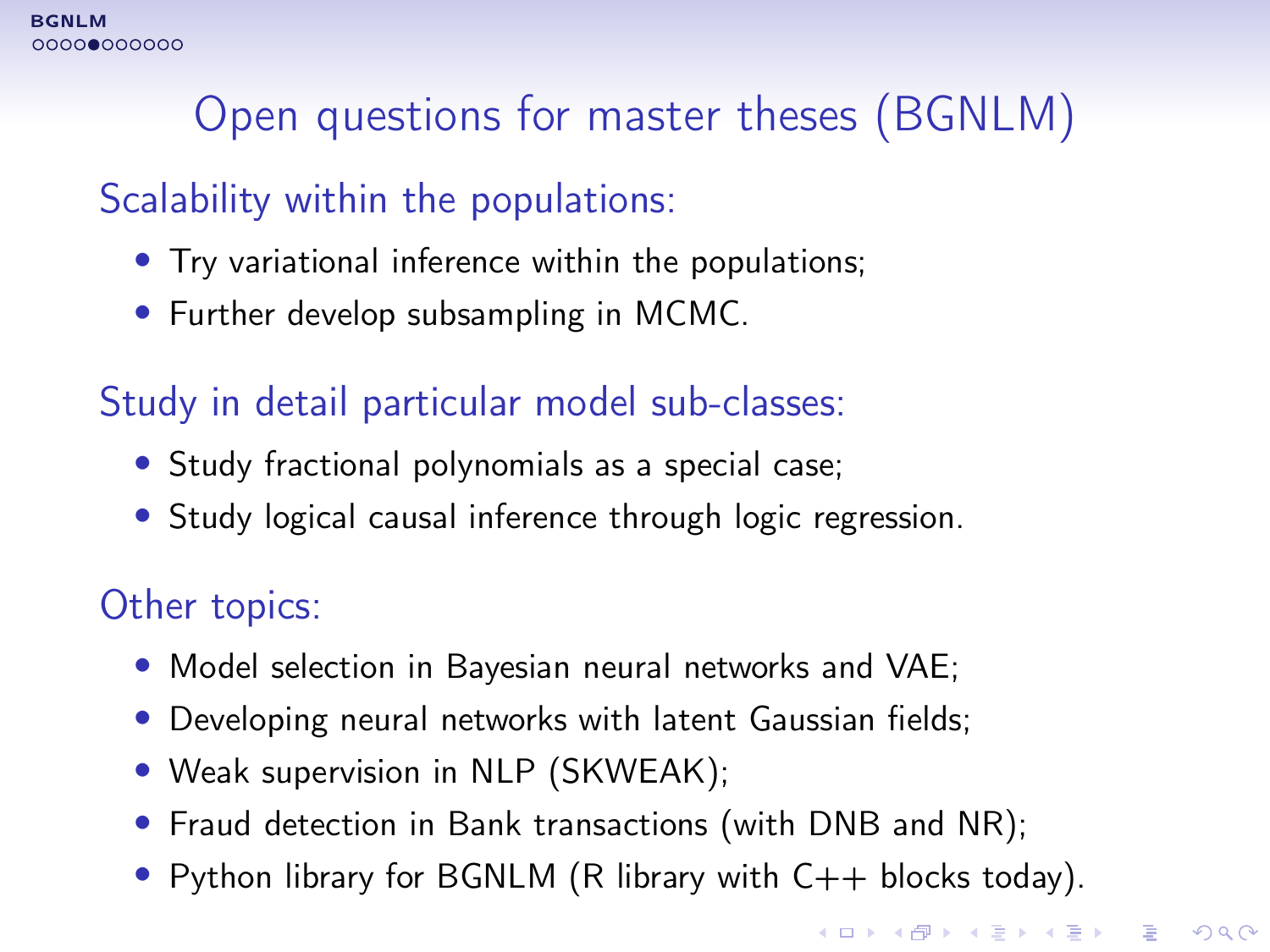# Open questions for master theses (BGNLM)

## Scalability within the populations:

- Try variational inference within the populations;
- Further develop subsampling in MCMC.

## Study in detail particular model sub-classes:

- Study fractional polynomials as a special case;
- Study logical causal inference through logic regression.

## Other topics:

- Model selection in Bayesian neural networks and VAE;
- Developing neural networks with latent Gaussian fields;
- Weak supervision in NLP (SKWEAK);
- Fraud detection in Bank transactions (with DNB and NR);
- Python library for BGNLM (R library with C++ blocks today).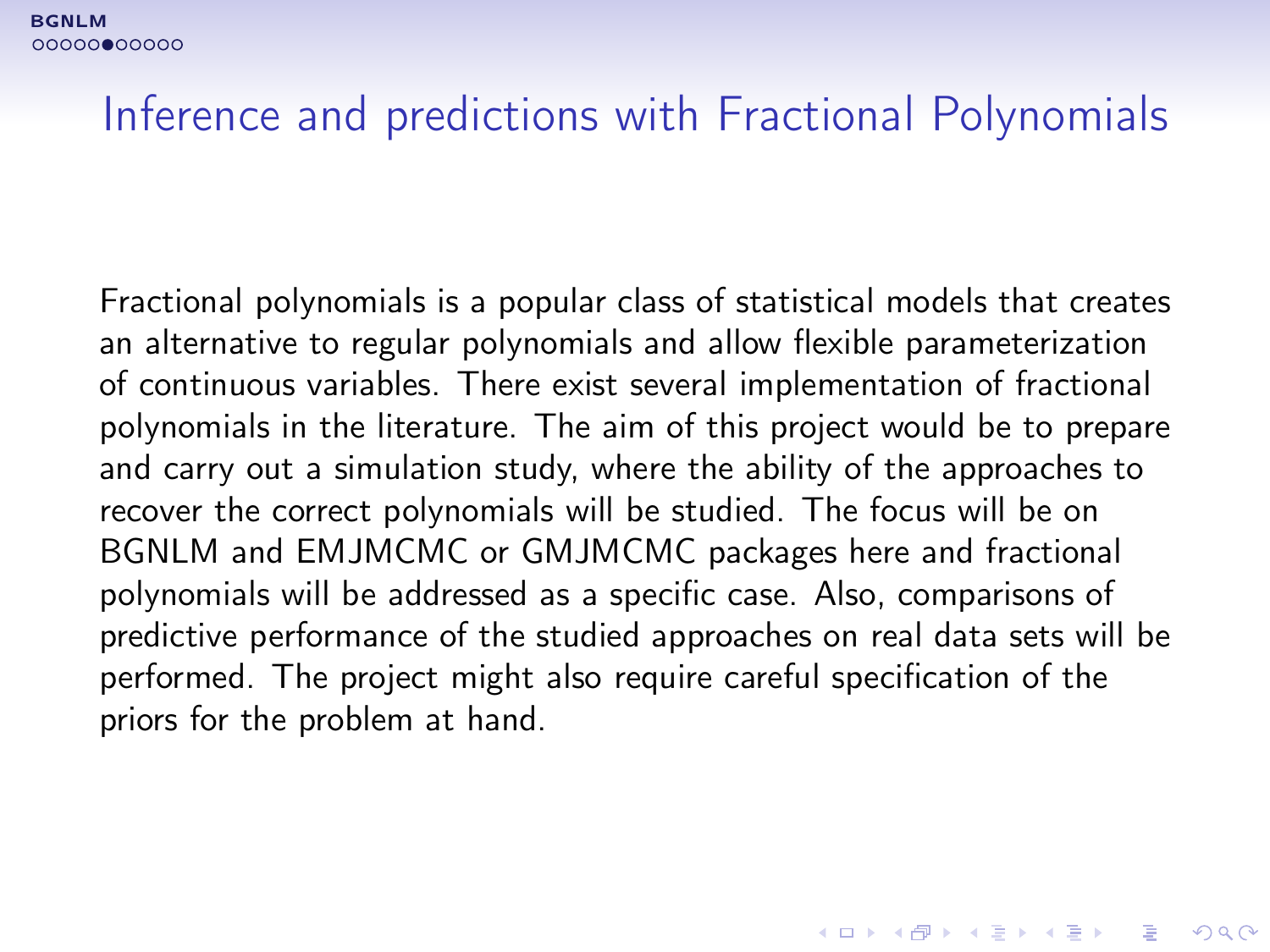# Inference and predictions with Fractional Polynomials

Fractional polynomials is a popular class of statistical models that creates an alternative to regular polynomials and allow flexible parameterization of continuous variables. There exist several implementation of fractional polynomials in the literature. The aim of this project would be to prepare and carry out a simulation study, where the ability of the approaches to recover the correct polynomials will be studied. The focus will be on BGNLM and EMJMCMC or GMJMCMC packages here and fractional polynomials will be addressed as a specific case. Also, comparisons of predictive performance of the studied approaches on real data sets will be performed. The project might also require careful specification of the priors for the problem at hand.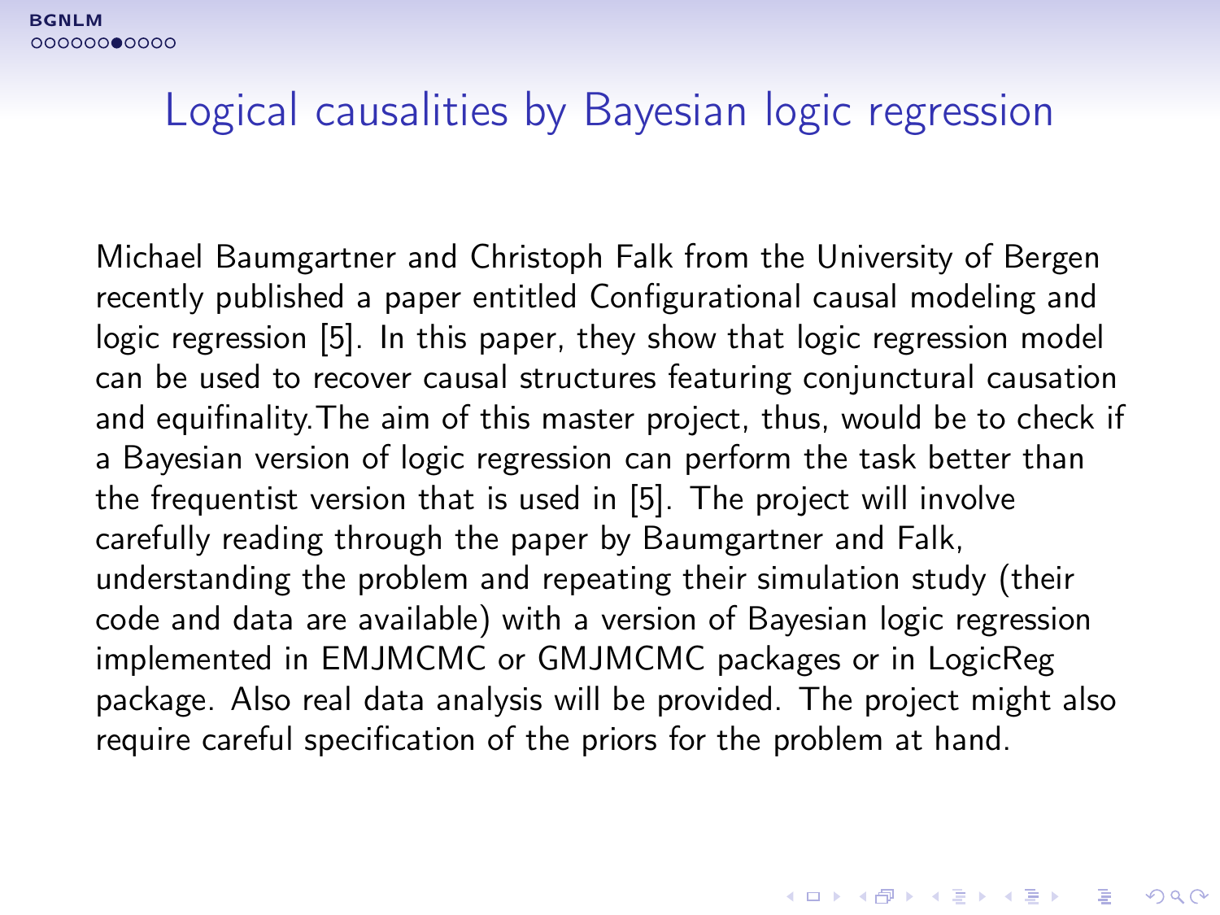# Logical causalities by Bayesian logic regression

Michael Baumgartner and Christoph Falk from the University of Bergen recently published a paper entitled Configurational causal modeling and logic regression [5]. In this paper, they show that logic regression model can be used to recover causal structures featuring conjunctural causation and equifinality.The aim of this master project, thus, would be to check if a Bayesian version of logic regression can perform the task better than the frequentist version that is used in [5]. The project will involve carefully reading through the paper by Baumgartner and Falk, understanding the problem and repeating their simulation study (their code and data are available) with a version of Bayesian logic regression implemented in EMJMCMC or GMJMCMC packages or in LogicReg package. Also real data analysis will be provided. The project might also require careful specification of the priors for the problem at hand.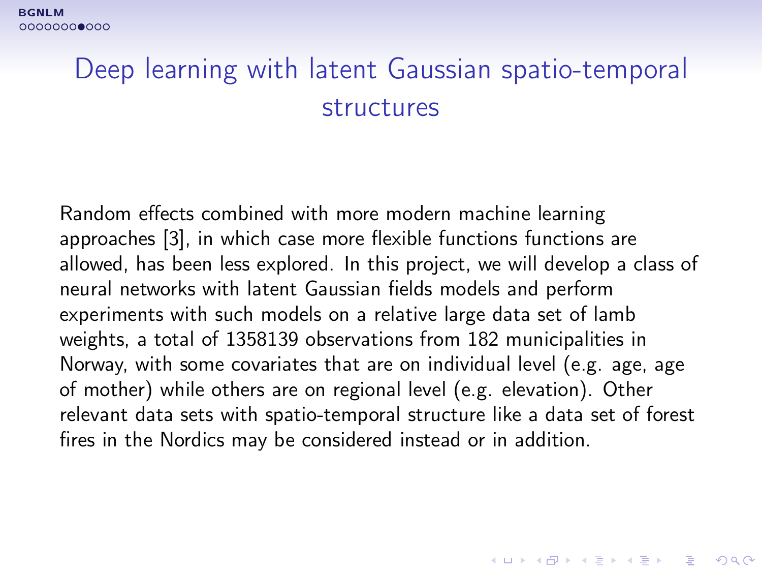# Deep learning with latent Gaussian spatio-temporal structures

Random effects combined with more modern machine learning approaches [3], in which case more flexible functions functions are allowed, has been less explored. In this project, we will develop a class of neural networks with latent Gaussian fields models and perform experiments with such models on a relative large data set of lamb weights, a total of 1358139 observations from 182 municipalities in Norway, with some covariates that are on individual level (e.g. age, age of mother) while others are on regional level (e.g. elevation). Other relevant data sets with spatio-temporal structure like a data set of forest fires in the Nordics may be considered instead or in addition.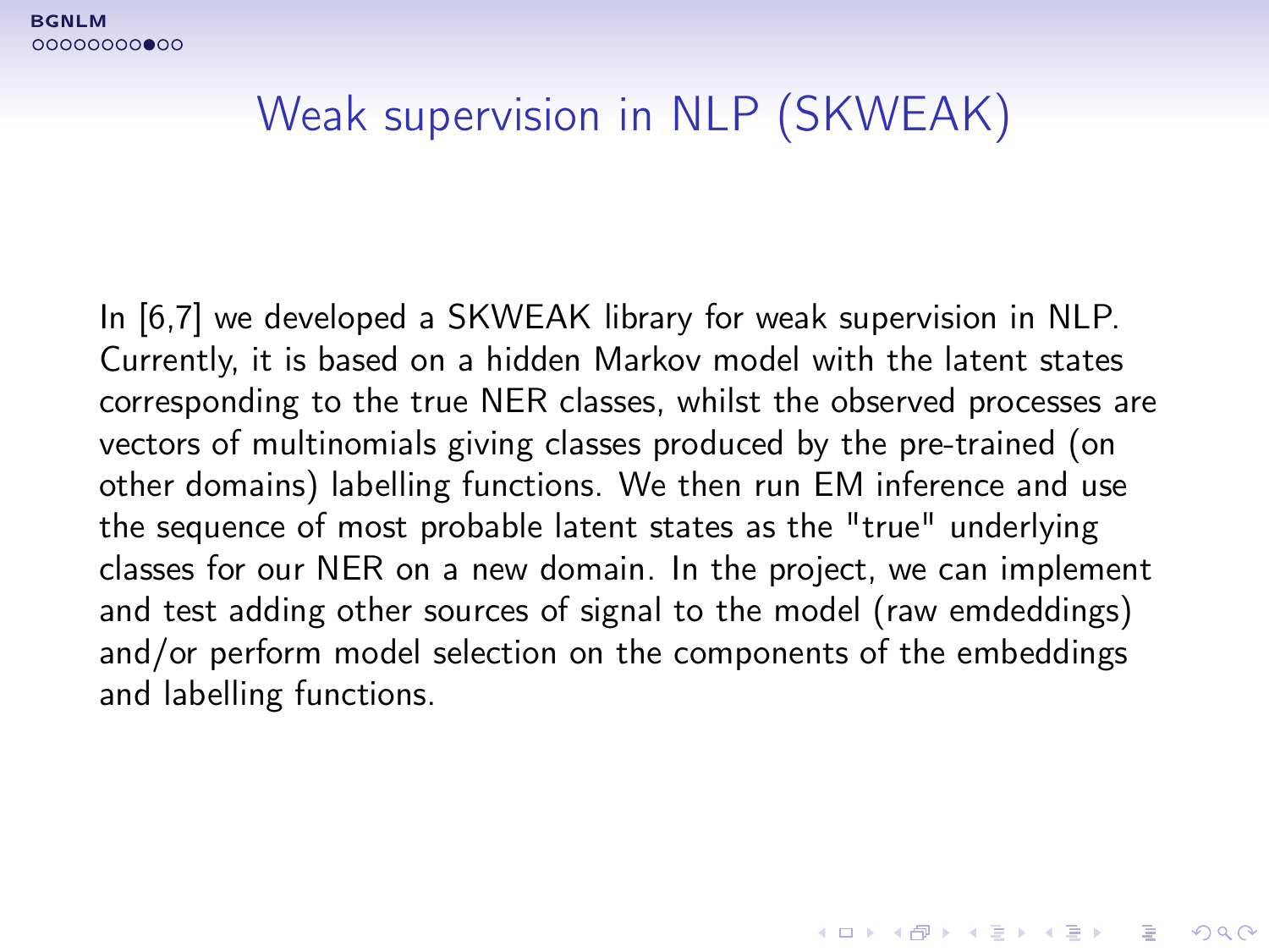# Weak supervision in NLP (SKWEAK)

In [6,7] we developed a SKWEAK library for weak supervision in NLP. Currently, it is based on a hidden Markov model with the latent states corresponding to the true NER classes, whilst the observed processes are vectors of multinomials giving classes produced by the pre-trained (on other domains) labelling functions. We then run EM inference and use the sequence of most probable latent states as the "true" underlying classes for our NER on a new domain. In the project, we can implement and test adding other sources of signal to the model (raw emdeddings) and/or perform model selection on the components of the embeddings and labelling functions.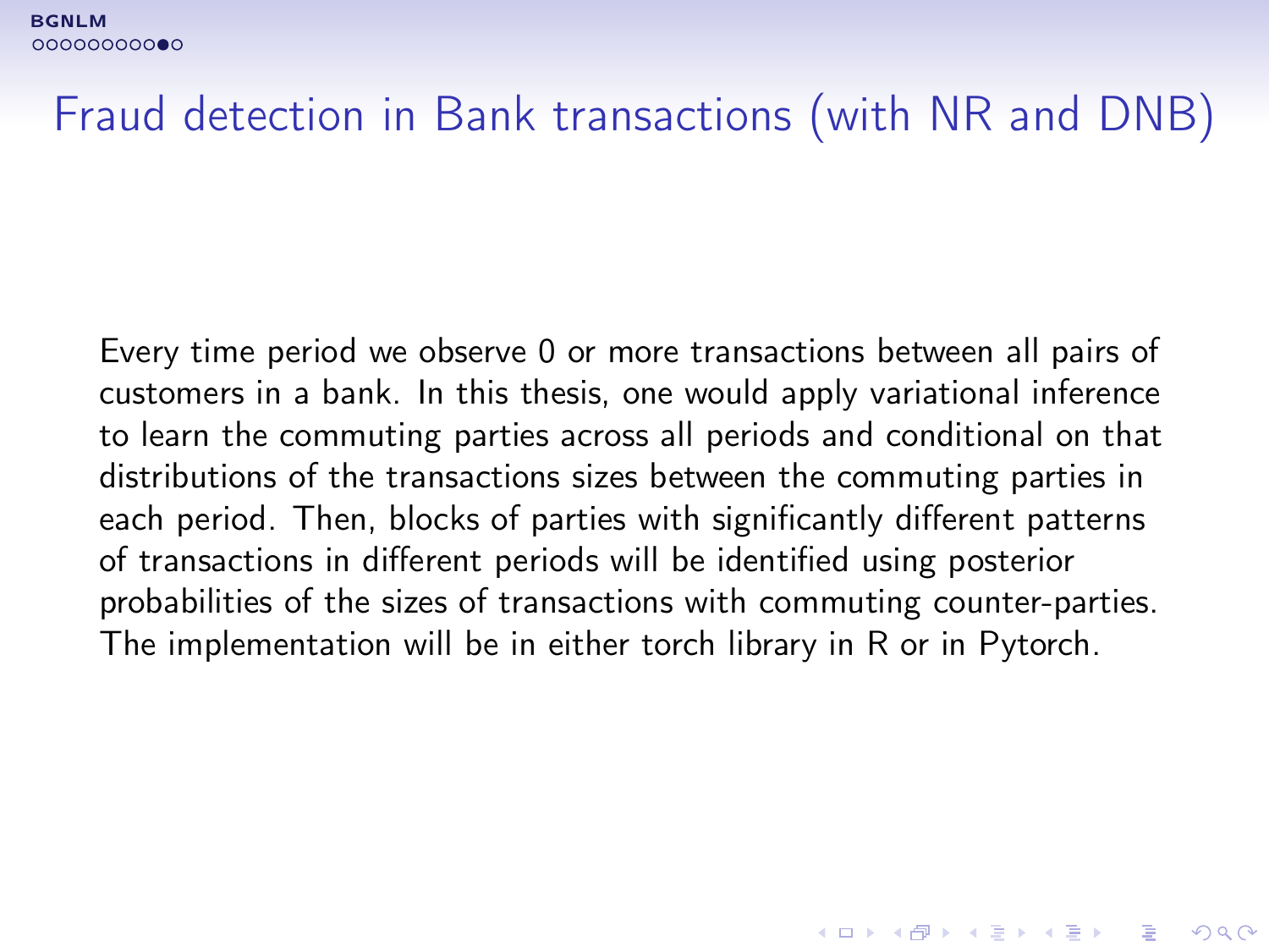# Fraud detection in Bank transactions (with NR and DNB)

Every time period we observe 0 or more transactions between all pairs of customers in a bank. In this thesis, one would apply variational inference to learn the commuting parties across all periods and conditional on that distributions of the transactions sizes between the commuting parties in each period. Then, blocks of parties with significantly different patterns of transactions in different periods will be identified using posterior probabilities of the sizes of transactions with commuting counter-parties. The implementation will be in either torch library in R or in Pytorch.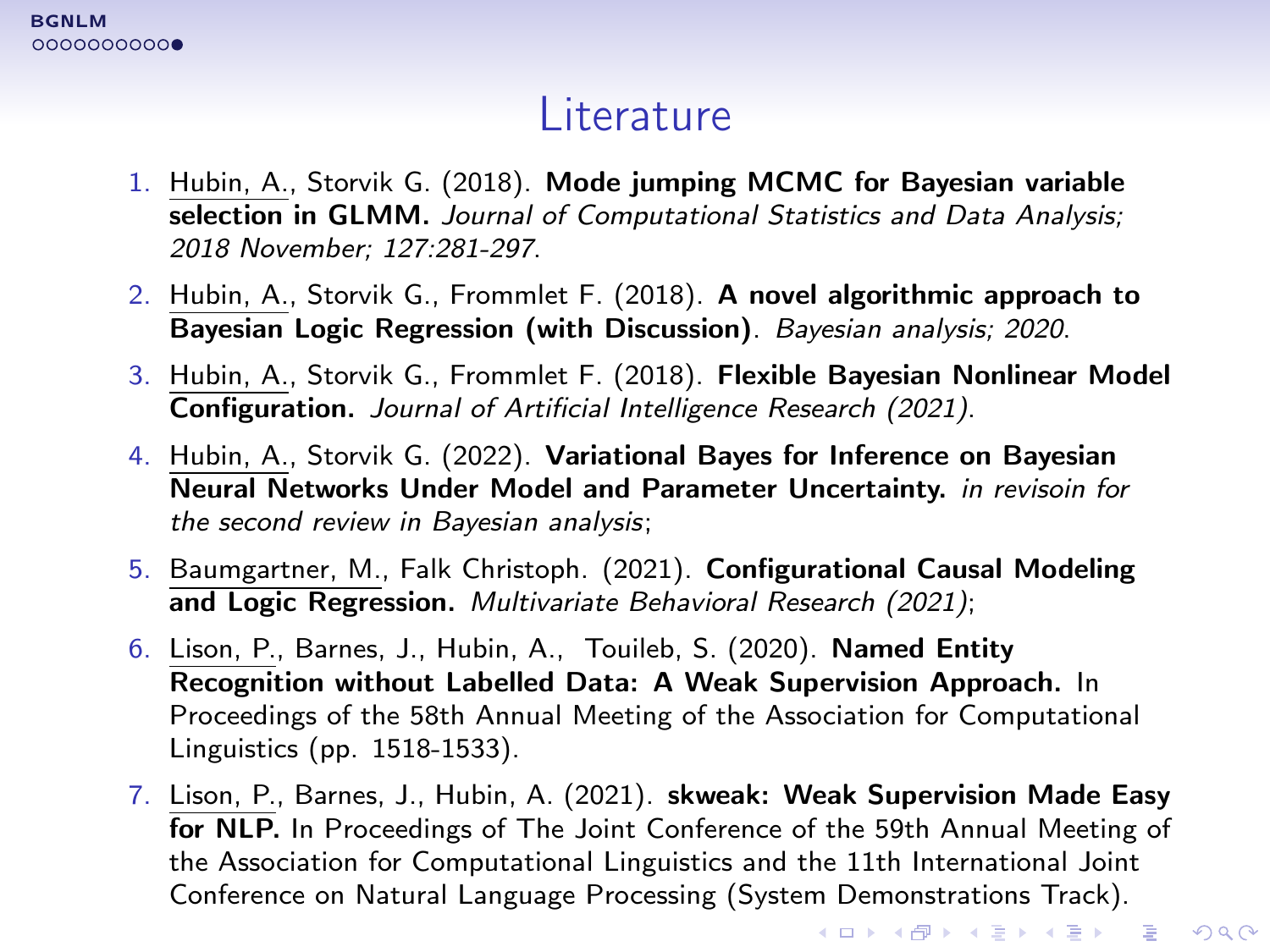# Literature

1. Hubin, A., Storvik G. (2018). **Mode jumping MCMC for Bayesian variable selection in GLMM.** *Journal of Computational Statistics and Data Analysis; 2018 November; 127:281-297*.
2. Hubin, A., Storvik G., Frommlet F. (2018). **A novel algorithmic approach to Bayesian Logic Regression (with Discussion)**. *Bayesian analysis; 2020*.
3. Hubin, A., Storvik G., Frommlet F. (2018). **Flexible Bayesian Nonlinear Model Configuration.** *Journal of Artificial Intelligence Research (2021)*.
4. Hubin, A., Storvik G. (2022). **Variational Bayes for Inference on Bayesian Neural Networks Under Model and Parameter Uncertainty.** *in revisoin for the second review in Bayesian analysis*;
5. Baumgartner, M., Falk Christoph. (2021). **Configurational Causal Modeling and Logic Regression.** *Multivariate Behavioral Research (2021)*;
6. Lison, P., Barnes, J., Hubin, A., Touileb, S. (2020). **Named Entity Recognition without Labelled Data: A Weak Supervision Approach.** In Proceedings of the 58th Annual Meeting of the Association for Computational Linguistics (pp. 1518-1533).
7. Lison, P., Barnes, J., Hubin, A. (2021). **skweak: Weak Supervision Made Easy for NLP.** In Proceedings of The Joint Conference of the 59th Annual Meeting of the Association for Computational Linguistics and the 11th International Joint Conference on Natural Language Processing (System Demonstrations Track).